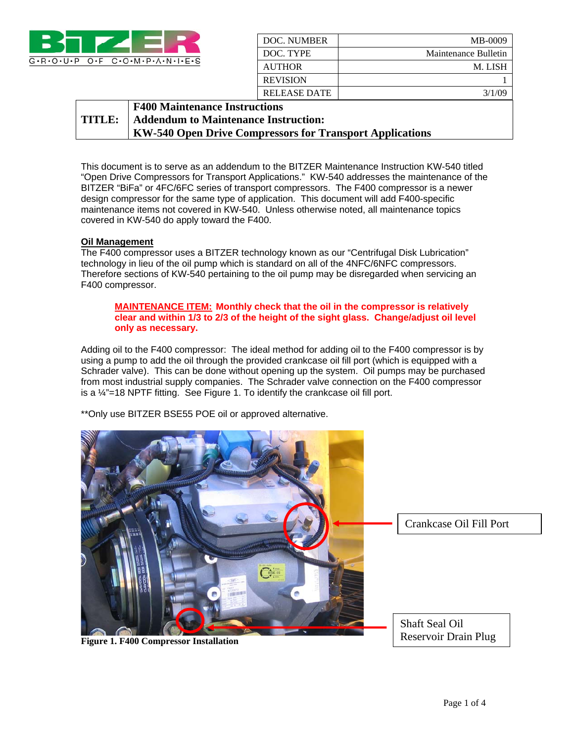| DOC. NUMBER | MB-0009 |
|---|---|
| DOC. TYPE | Maintenance Bulletin |
| AUTHOR | M. LISH |
| REVISION | 1 |
| RELEASE DATE | 3/1/09 |

| TITLE: | F400 Maintenance Instructions<br>Addendum to Maintenance Instruction:<br>KW-540 Open Drive Compressors for Transport Applications |
|---|---|

This document is to serve as an addendum to the BITZER Maintenance Instruction KW-540 titled "Open Drive Compressors for Transport Applications." KW-540 addresses the maintenance of the BITZER "BiFa" or 4FC/6FC series of transport compressors. The F400 compressor is a newer design compressor for the same type of application. This document will add F400-specific maintenance items not covered in KW-540. Unless otherwise noted, all maintenance topics covered in KW-540 do apply toward the F400.

## Oil Management

The F400 compressor uses a BITZER technology known as our "Centrifugal Disk Lubrication" technology in lieu of the oil pump which is standard on all of the 4NFC/6NFC compressors. Therefore sections of KW-540 pertaining to the oil pump may be disregarded when servicing an F400 compressor.

> **MAINTENANCE ITEM: Monthly check that the oil in the compressor is relatively clear and within 1/3 to 2/3 of the height of the sight glass. Change/adjust oil level only as necessary.**

Adding oil to the F400 compressor: The ideal method for adding oil to the F400 compressor is by using a pump to add the oil through the provided crankcase oil fill port (which is equipped with a Schrader valve). This can be done without opening up the system. Oil pumps may be purchased from most industrial supply companies. The Schrader valve connection on the F400 compressor is a ¼"=18 NPTF fitting. See Figure 1. To identify the crankcase oil fill port.

**Only use BITZER BSE55 POE oil or approved alternative.

Crankcase Oil Fill Port

Shaft Seal Oil Reservoir Drain Plug

**Figure 1. F400 Compressor Installation**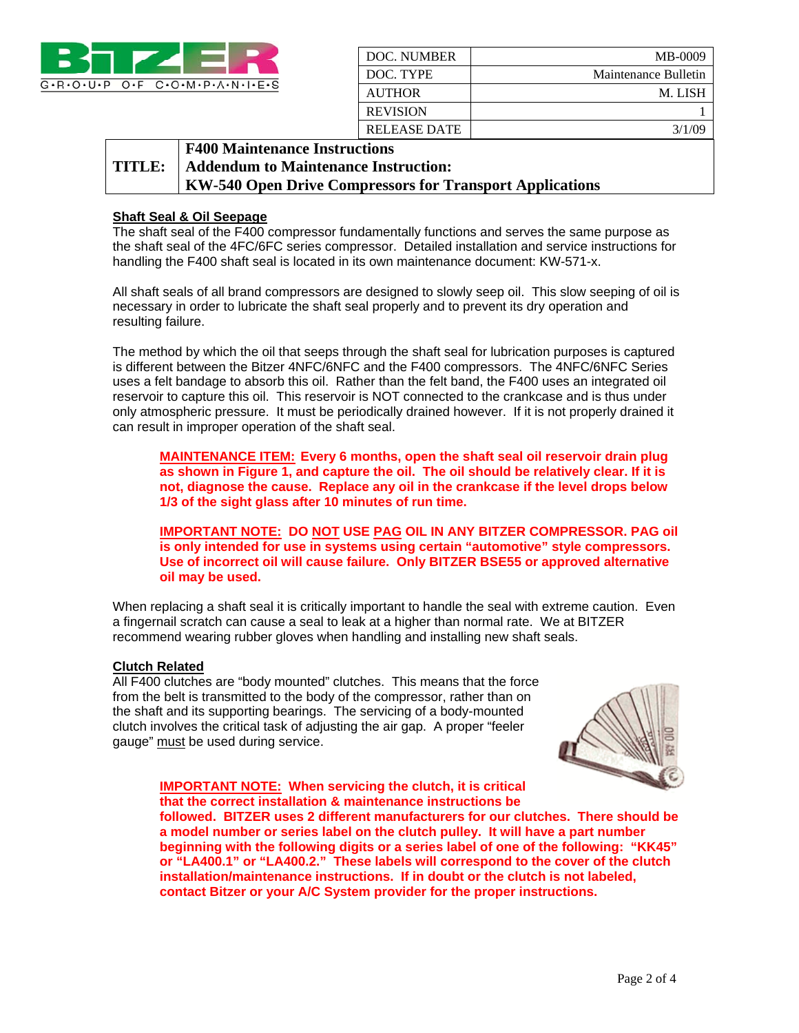| DOC. NUMBER | MB-0009 |
| --- | --- |
| DOC. TYPE | Maintenance Bulletin |
| AUTHOR | M. LISH |
| REVISION | 1 |
| RELEASE DATE | 3/1/09 |

| TITLE: | F400 Maintenance Instructions<br>Addendum to Maintenance Instruction:<br>KW-540 Open Drive Compressors for Transport Applications |
| --- | --- |

## Shaft Seal & Oil Seepage

The shaft seal of the F400 compressor fundamentally functions and serves the same purpose as the shaft seal of the 4FC/6FC series compressor. Detailed installation and service instructions for handling the F400 shaft seal is located in its own maintenance document: KW-571-x.

All shaft seals of all brand compressors are designed to slowly seep oil. This slow seeping of oil is necessary in order to lubricate the shaft seal properly and to prevent its dry operation and resulting failure.

The method by which the oil that seeps through the shaft seal for lubrication purposes is captured is different between the Bitzer 4NFC/6NFC and the F400 compressors. The 4NFC/6NFC Series uses a felt bandage to absorb this oil. Rather than the felt band, the F400 uses an integrated oil reservoir to capture this oil. This reservoir is NOT connected to the crankcase and is thus under only atmospheric pressure. It must be periodically drained however. If it is not properly drained it can result in improper operation of the shaft seal.

> **<u>MAINTENANCE ITEM:</u> Every 6 months, open the shaft seal oil reservoir drain plug as shown in Figure 1, and capture the oil. The oil should be relatively clear. If it is not, diagnose the cause. Replace any oil in the crankcase if the level drops below 1/3 of the sight glass after 10 minutes of run time.**
>
> **<u>IMPORTANT NOTE:</u> DO <u>NOT</u> USE <u>PAG</u> OIL IN ANY BITZER COMPRESSOR. PAG oil is only intended for use in systems using certain "automotive" style compressors. Use of incorrect oil will cause failure. Only BITZER BSE55 or approved alternative oil may be used.**

When replacing a shaft seal it is critically important to handle the seal with extreme caution. Even a fingernail scratch can cause a seal to leak at a higher than normal rate. We at BITZER recommend wearing rubber gloves when handling and installing new shaft seals.

## Clutch Related

All F400 clutches are "body mounted" clutches. This means that the force from the belt is transmitted to the body of the compressor, rather than on the shaft and its supporting bearings. The servicing of a body-mounted clutch involves the critical task of adjusting the air gap. A proper "feeler gauge" <u>must</u> be used during service.

> **<u>IMPORTANT NOTE:</u> When servicing the clutch, it is critical that the correct installation & maintenance instructions be followed. BITZER uses 2 different manufacturers for our clutches. There should be a model number or series label on the clutch pulley. It will have a part number beginning with the following digits or a series label of one of the following: "KK45" or "LA400.1" or "LA400.2." These labels will correspond to the cover of the clutch installation/maintenance instructions. If in doubt or the clutch is not labeled, contact Bitzer or your A/C System provider for the proper instructions.**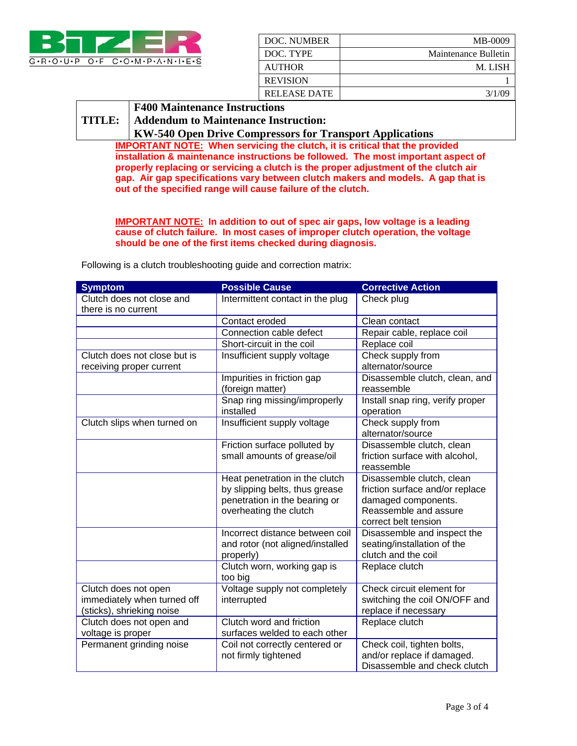| DOC. NUMBER | MB-0009 |
| --- | --- |
| DOC. TYPE | Maintenance Bulletin |
| AUTHOR | M. LISH |
| REVISION | 1 |
| RELEASE DATE | 3/1/09 |

**TITLE:** **F400 Maintenance Instructions**
**Addendum to Maintenance Instruction:**
**KW-540 Open Drive Compressors for Transport Applications**

**IMPORTANT NOTE: When servicing the clutch, it is critical that the provided installation & maintenance instructions be followed. The most important aspect of properly replacing or servicing a clutch is the proper adjustment of the clutch air gap. Air gap specifications vary between clutch makers and models. A gap that is out of the specified range will cause failure of the clutch.**

**IMPORTANT NOTE: In addition to out of spec air gaps, low voltage is a leading cause of clutch failure. In most cases of improper clutch operation, the voltage should be one of the first items checked during diagnosis.**

Following is a clutch troubleshooting guide and correction matrix:

| Symptom | Possible Cause | Corrective Action |
| --- | --- | --- |
| Clutch does not close and there is no current | Intermittent contact in the plug | Check plug |
| | Contact eroded | Clean contact |
| | Connection cable defect | Repair cable, replace coil |
| | Short-circuit in the coil | Replace coil |
| Clutch does not close but is receiving proper current | Insufficient supply voltage | Check supply from alternator/source |
| | Impurities in friction gap (foreign matter) | Disassemble clutch, clean, and reassemble |
| | Snap ring missing/improperly installed | Install snap ring, verify proper operation |
| Clutch slips when turned on | Insufficient supply voltage | Check supply from alternator/source |
| | Friction surface polluted by small amounts of grease/oil | Disassemble clutch, clean friction surface with alcohol, reassemble |
| | Heat penetration in the clutch by slipping belts, thus grease penetration in the bearing or overheating the clutch | Disassemble clutch, clean friction surface and/or replace damaged components. Reassemble and assure correct belt tension |
| | Incorrect distance between coil and rotor (not aligned/installed properly) | Disassemble and inspect the seating/installation of the clutch and the coil |
| | Clutch worn, working gap is too big | Replace clutch |
| Clutch does not open immediately when turned off (sticks), shrieking noise | Voltage supply not completely interrupted | Check circuit element for switching the coil ON/OFF and replace if necessary |
| Clutch does not open and voltage is proper | Clutch word and friction surfaces welded to each other | Replace clutch |
| Permanent grinding noise | Coil not correctly centered or not firmly tightened | Check coil, tighten bolts, and/or replace if damaged. Disassemble and check clutch |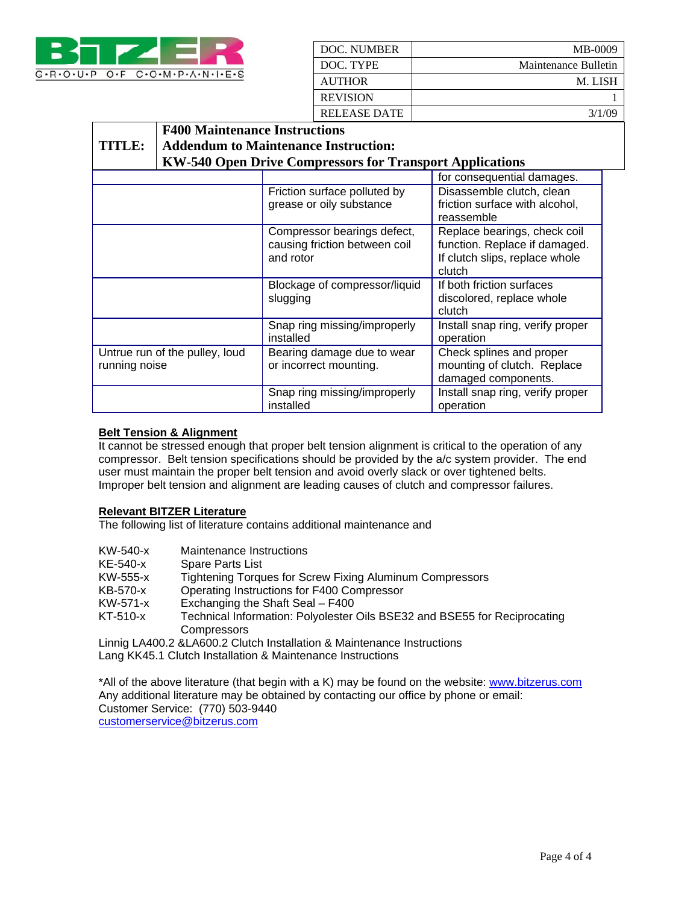| DOC. NUMBER | MB-0009 |
|---|---|
| DOC. TYPE | Maintenance Bulletin |
| AUTHOR | M. LISH |
| REVISION | 1 |
| RELEASE DATE | 3/1/09 |

| | |
|---|---|
| **TITLE:** | **F400 Maintenance Instructions**<br>**Addendum to Maintenance Instruction:**<br>**KW-540 Open Drive Compressors for Transport Applications** |

| | | |
|---|---|---|
| | | for consequential damages. |
| | Friction surface polluted by grease or oily substance | Disassemble clutch, clean friction surface with alcohol, reassemble |
| | Compressor bearings defect, causing friction between coil and rotor | Replace bearings, check coil function. Replace if damaged. If clutch slips, replace whole clutch |
| | Blockage of compressor/liquid slugging | If both friction surfaces discolored, replace whole clutch |
| | Snap ring missing/improperly installed | Install snap ring, verify proper operation |
| Untrue run of the pulley, loud running noise | Bearing damage due to wear or incorrect mounting. | Check splines and proper mounting of clutch. Replace damaged components. |
| | Snap ring missing/improperly installed | Install snap ring, verify proper operation |

**Belt Tension & Alignment**

It cannot be stressed enough that proper belt tension alignment is critical to the operation of any compressor. Belt tension specifications should be provided by the a/c system provider. The end user must maintain the proper belt tension and avoid overly slack or over tightened belts. Improper belt tension and alignment are leading causes of clutch and compressor failures.

**Relevant BITZER Literature**

The following list of literature contains additional maintenance and

| | |
|---|---|
| KW-540-x | Maintenance Instructions |
| KE-540-x | Spare Parts List |
| KW-555-x | Tightening Torques for Screw Fixing Aluminum Compressors |
| KB-570-x | Operating Instructions for F400 Compressor |
| KW-571-x | Exchanging the Shaft Seal – F400 |
| KT-510-x | Technical Information: Polyolester Oils BSE32 and BSE55 for Reciprocating Compressors |

Linnig LA400.2 &LA600.2 Clutch Installation & Maintenance Instructions
Lang KK45.1 Clutch Installation & Maintenance Instructions

*All of the above literature (that begin with a K) may be found on the website: www.bitzerus.com
Any additional literature may be obtained by contacting our office by phone or email:
Customer Service: (770) 503-9440
customerservice@bitzerus.com